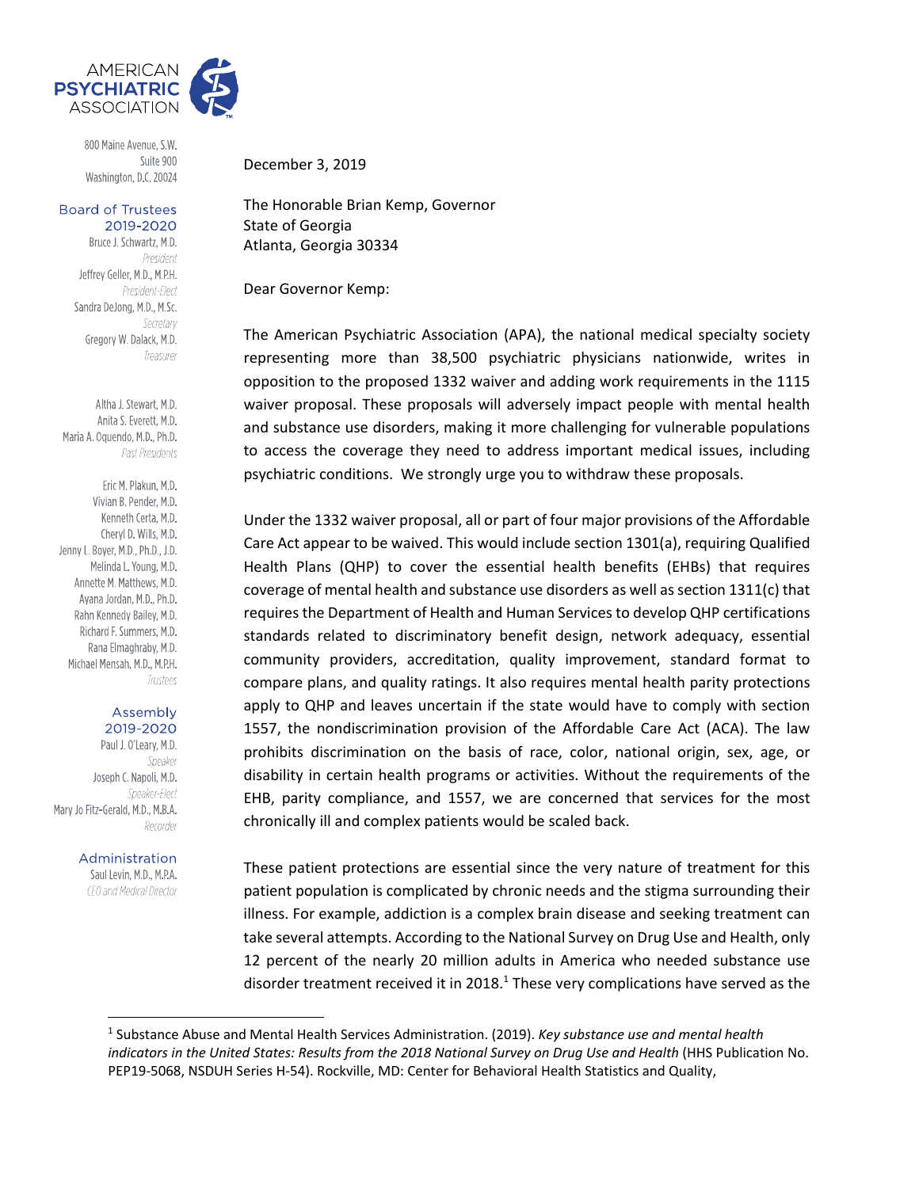AMERICAN PSYCHIATRIC ASSOCIATION

800 Maine Avenue, S.W.
Suite 900
Washington, D.C. 20024

**Board of Trustees 2019-2020**

Bruce J. Schwartz, M.D.
*President*
Jeffrey Geller, M.D., M.P.H.
*President-Elect*
Sandra DeJong, M.D., M.Sc.
*Secretary*
Gregory W. Dalack, M.D.
*Treasurer*

Altha J. Stewart, M.D.
Anita S. Everett, M.D.
Maria A. Oquendo, M.D., Ph.D.
*Past Presidents*

Eric M. Plakun, M.D.
Vivian B. Pender, M.D.
Kenneth Certa, M.D.
Cheryl D. Wills, M.D.
Jenny L. Boyer, M.D., Ph.D., J.D.
Melinda L. Young, M.D.
Annette M. Matthews, M.D.
Ayana Jordan, M.D., Ph.D.
Rahn Kennedy Bailey, M.D.
Richard F. Summers, M.D.
Rana Elmaghraby, M.D.
Michael Mensah, M.D., M.P.H.
*Trustees*

**Assembly 2019-2020**

Paul J. O'Leary, M.D.
*Speaker*
Joseph C. Napoli, M.D.
*Speaker-Elect*
Mary Jo Fitz-Gerald, M.D., M.B.A.
*Recorder*

**Administration**

Saul Levin, M.D., M.P.A.
*CEO and Medical Director*

December 3, 2019

The Honorable Brian Kemp, Governor
State of Georgia
Atlanta, Georgia 30334

Dear Governor Kemp:

The American Psychiatric Association (APA), the national medical specialty society representing more than 38,500 psychiatric physicians nationwide, writes in opposition to the proposed 1332 waiver and adding work requirements in the 1115 waiver proposal. These proposals will adversely impact people with mental health and substance use disorders, making it more challenging for vulnerable populations to access the coverage they need to address important medical issues, including psychiatric conditions. We strongly urge you to withdraw these proposals.

Under the 1332 waiver proposal, all or part of four major provisions of the Affordable Care Act appear to be waived. This would include section 1301(a), requiring Qualified Health Plans (QHP) to cover the essential health benefits (EHBs) that requires coverage of mental health and substance use disorders as well as section 1311(c) that requires the Department of Health and Human Services to develop QHP certifications standards related to discriminatory benefit design, network adequacy, essential community providers, accreditation, quality improvement, standard format to compare plans, and quality ratings. It also requires mental health parity protections apply to QHP and leaves uncertain if the state would have to comply with section 1557, the nondiscrimination provision of the Affordable Care Act (ACA). The law prohibits discrimination on the basis of race, color, national origin, sex, age, or disability in certain health programs or activities. Without the requirements of the EHB, parity compliance, and 1557, we are concerned that services for the most chronically ill and complex patients would be scaled back.

These patient protections are essential since the very nature of treatment for this patient population is complicated by chronic needs and the stigma surrounding their illness. For example, addiction is a complex brain disease and seeking treatment can take several attempts. According to the National Survey on Drug Use and Health, only 12 percent of the nearly 20 million adults in America who needed substance use disorder treatment received it in 2018.[1] These very complications have served as the

---

[1] Substance Abuse and Mental Health Services Administration. (2019). *Key substance use and mental health indicators in the United States: Results from the 2018 National Survey on Drug Use and Health* (HHS Publication No. PEP19-5068, NSDUH Series H-54). Rockville, MD: Center for Behavioral Health Statistics and Quality,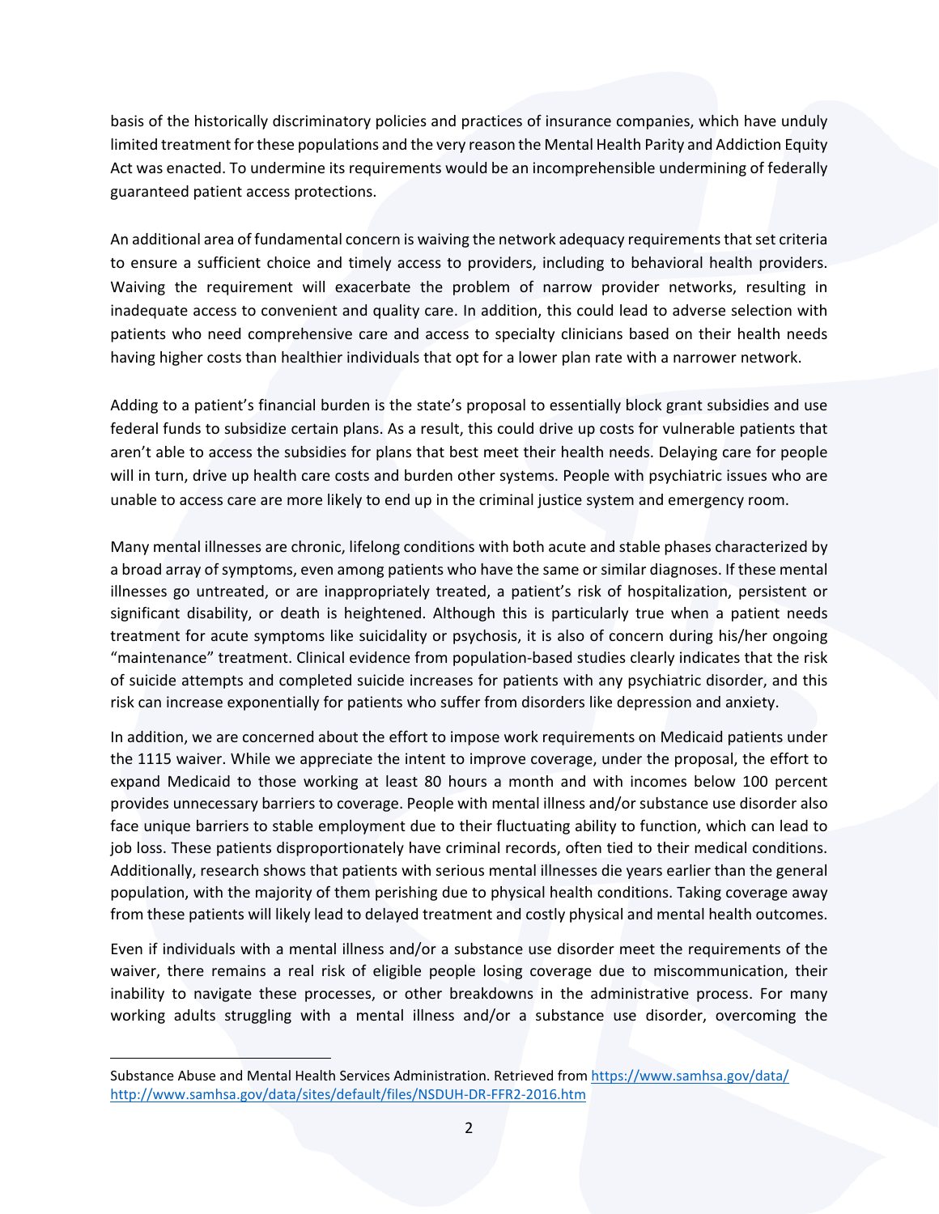basis of the historically discriminatory policies and practices of insurance companies, which have unduly limited treatment for these populations and the very reason the Mental Health Parity and Addiction Equity Act was enacted. To undermine its requirements would be an incomprehensible undermining of federally guaranteed patient access protections.

An additional area of fundamental concern is waiving the network adequacy requirements that set criteria to ensure a sufficient choice and timely access to providers, including to behavioral health providers. Waiving the requirement will exacerbate the problem of narrow provider networks, resulting in inadequate access to convenient and quality care. In addition, this could lead to adverse selection with patients who need comprehensive care and access to specialty clinicians based on their health needs having higher costs than healthier individuals that opt for a lower plan rate with a narrower network.

Adding to a patient's financial burden is the state's proposal to essentially block grant subsidies and use federal funds to subsidize certain plans. As a result, this could drive up costs for vulnerable patients that aren't able to access the subsidies for plans that best meet their health needs. Delaying care for people will in turn, drive up health care costs and burden other systems. People with psychiatric issues who are unable to access care are more likely to end up in the criminal justice system and emergency room.

Many mental illnesses are chronic, lifelong conditions with both acute and stable phases characterized by a broad array of symptoms, even among patients who have the same or similar diagnoses. If these mental illnesses go untreated, or are inappropriately treated, a patient's risk of hospitalization, persistent or significant disability, or death is heightened. Although this is particularly true when a patient needs treatment for acute symptoms like suicidality or psychosis, it is also of concern during his/her ongoing "maintenance" treatment. Clinical evidence from population-based studies clearly indicates that the risk of suicide attempts and completed suicide increases for patients with any psychiatric disorder, and this risk can increase exponentially for patients who suffer from disorders like depression and anxiety.

In addition, we are concerned about the effort to impose work requirements on Medicaid patients under the 1115 waiver. While we appreciate the intent to improve coverage, under the proposal, the effort to expand Medicaid to those working at least 80 hours a month and with incomes below 100 percent provides unnecessary barriers to coverage. People with mental illness and/or substance use disorder also face unique barriers to stable employment due to their fluctuating ability to function, which can lead to job loss. These patients disproportionately have criminal records, often tied to their medical conditions. Additionally, research shows that patients with serious mental illnesses die years earlier than the general population, with the majority of them perishing due to physical health conditions. Taking coverage away from these patients will likely lead to delayed treatment and costly physical and mental health outcomes.

Even if individuals with a mental illness and/or a substance use disorder meet the requirements of the waiver, there remains a real risk of eligible people losing coverage due to miscommunication, their inability to navigate these processes, or other breakdowns in the administrative process. For many working adults struggling with a mental illness and/or a substance use disorder, overcoming the

---

Substance Abuse and Mental Health Services Administration. Retrieved from https://www.samhsa.gov/data/ http://www.samhsa.gov/data/sites/default/files/NSDUH-DR-FFR2-2016.htm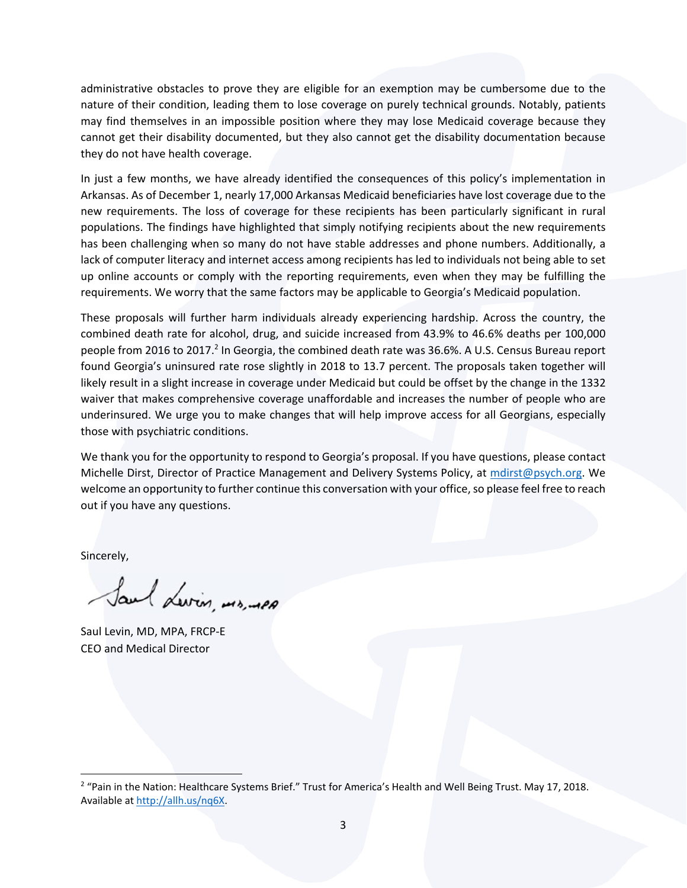administrative obstacles to prove they are eligible for an exemption may be cumbersome due to the nature of their condition, leading them to lose coverage on purely technical grounds. Notably, patients may find themselves in an impossible position where they may lose Medicaid coverage because they cannot get their disability documented, but they also cannot get the disability documentation because they do not have health coverage.

In just a few months, we have already identified the consequences of this policy's implementation in Arkansas. As of December 1, nearly 17,000 Arkansas Medicaid beneficiaries have lost coverage due to the new requirements. The loss of coverage for these recipients has been particularly significant in rural populations. The findings have highlighted that simply notifying recipients about the new requirements has been challenging when so many do not have stable addresses and phone numbers. Additionally, a lack of computer literacy and internet access among recipients has led to individuals not being able to set up online accounts or comply with the reporting requirements, even when they may be fulfilling the requirements. We worry that the same factors may be applicable to Georgia's Medicaid population.

These proposals will further harm individuals already experiencing hardship. Across the country, the combined death rate for alcohol, drug, and suicide increased from 43.9% to 46.6% deaths per 100,000 people from 2016 to 2017.[2] In Georgia, the combined death rate was 36.6%. A U.S. Census Bureau report found Georgia's uninsured rate rose slightly in 2018 to 13.7 percent. The proposals taken together will likely result in a slight increase in coverage under Medicaid but could be offset by the change in the 1332 waiver that makes comprehensive coverage unaffordable and increases the number of people who are underinsured. We urge you to make changes that will help improve access for all Georgians, especially those with psychiatric conditions.

We thank you for the opportunity to respond to Georgia's proposal. If you have questions, please contact Michelle Dirst, Director of Practice Management and Delivery Systems Policy, at mdirst@psych.org. We welcome an opportunity to further continue this conversation with your office, so please feel free to reach out if you have any questions.

Sincerely,

Saul Levin, MD, MPA

Saul Levin, MD, MPA, FRCP-E
CEO and Medical Director

---

[2] "Pain in the Nation: Healthcare Systems Brief." Trust for America's Health and Well Being Trust. May 17, 2018. Available at http://allh.us/nq6X.